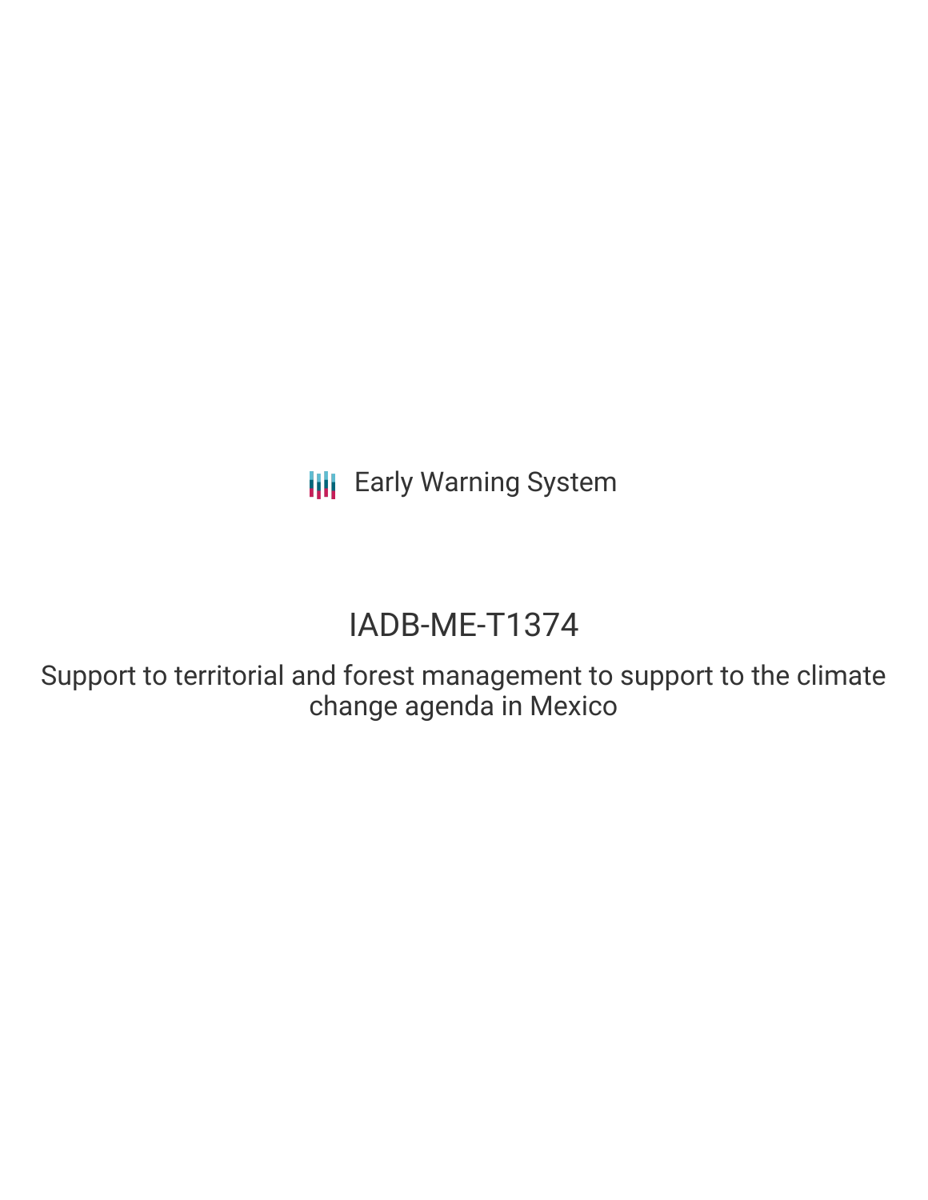Early Warning System

# IADB-ME-T1374

## Support to territorial and forest management to support to the climate change agenda in Mexico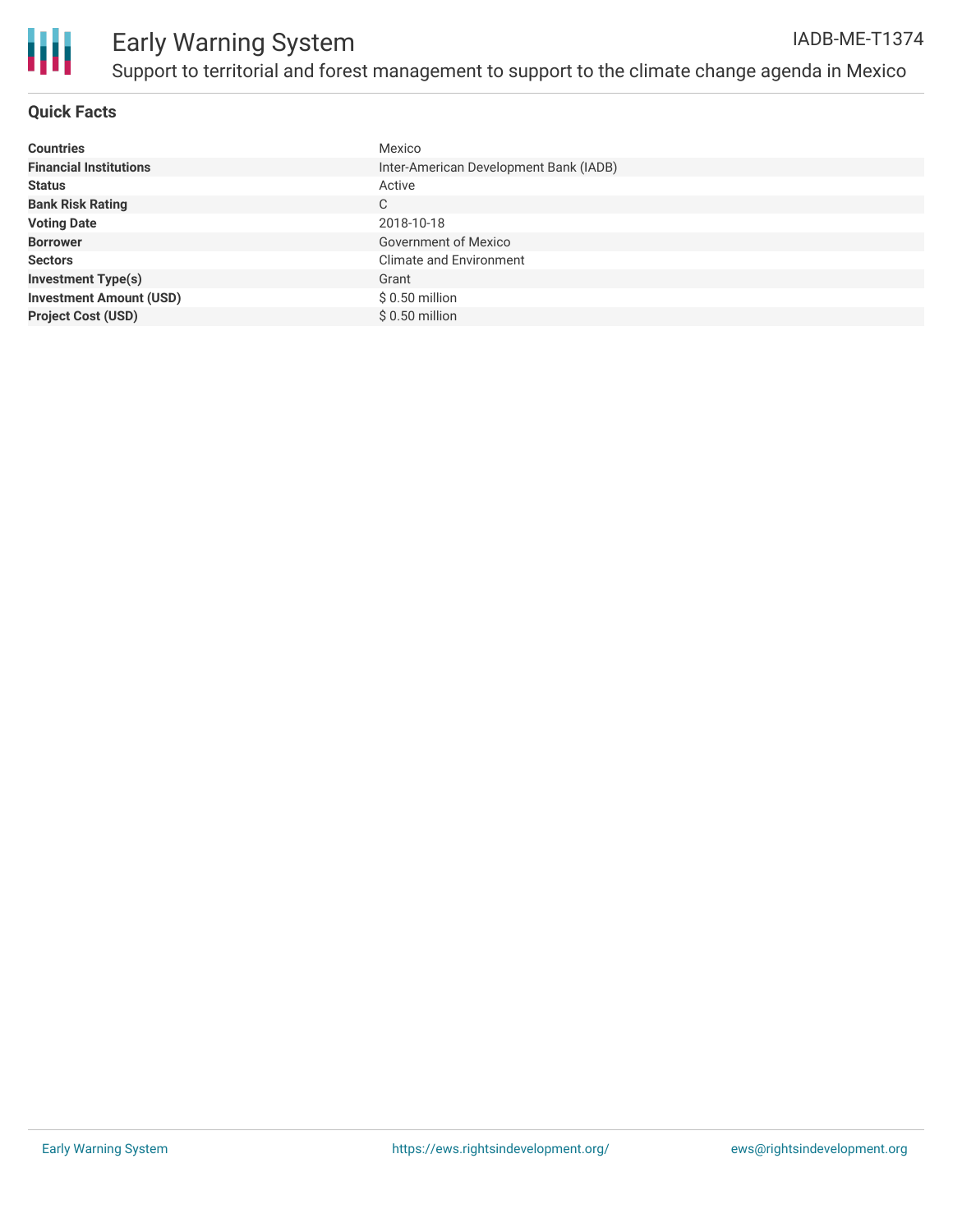# Early Warning System

IADB-ME-T1374

Support to territorial and forest management to support to the climate change agenda in Mexico

## Quick Facts

| | |
|---|---|
| **Countries** | Mexico |
| **Financial Institutions** | Inter-American Development Bank (IADB) |
| **Status** | Active |
| **Bank Risk Rating** | C |
| **Voting Date** | 2018-10-18 |
| **Borrower** | Government of Mexico |
| **Sectors** | Climate and Environment |
| **Investment Type(s)** | Grant |
| **Investment Amount (USD)** | $ 0.50 million |
| **Project Cost (USD)** | $ 0.50 million |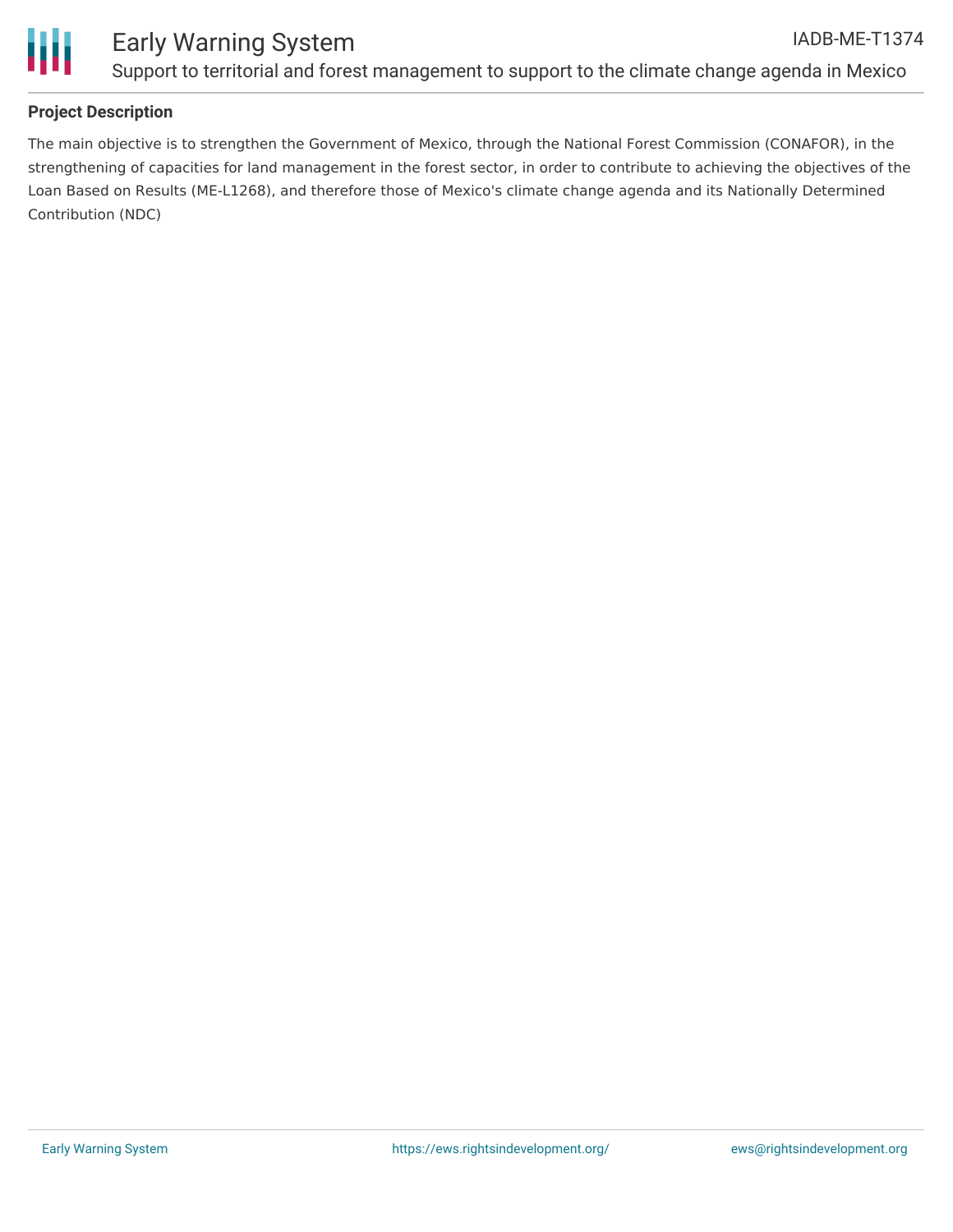## Project Description

The main objective is to strengthen the Government of Mexico, through the National Forest Commission (CONAFOR), in the strengthening of capacities for land management in the forest sector, in order to contribute to achieving the objectives of the Loan Based on Results (ME-L1268), and therefore those of Mexico's climate change agenda and its Nationally Determined Contribution (NDC)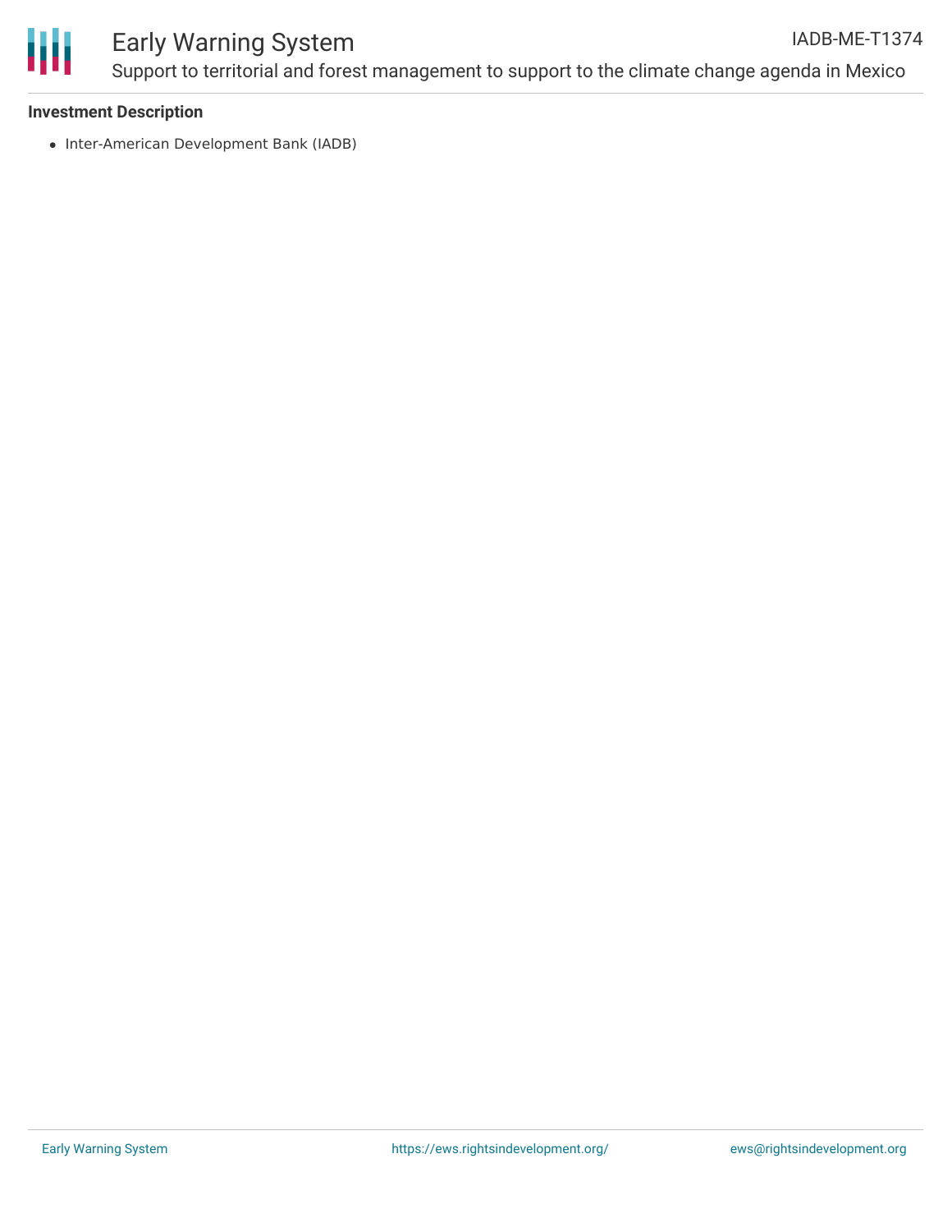### Investment Description

- Inter-American Development Bank (IADB)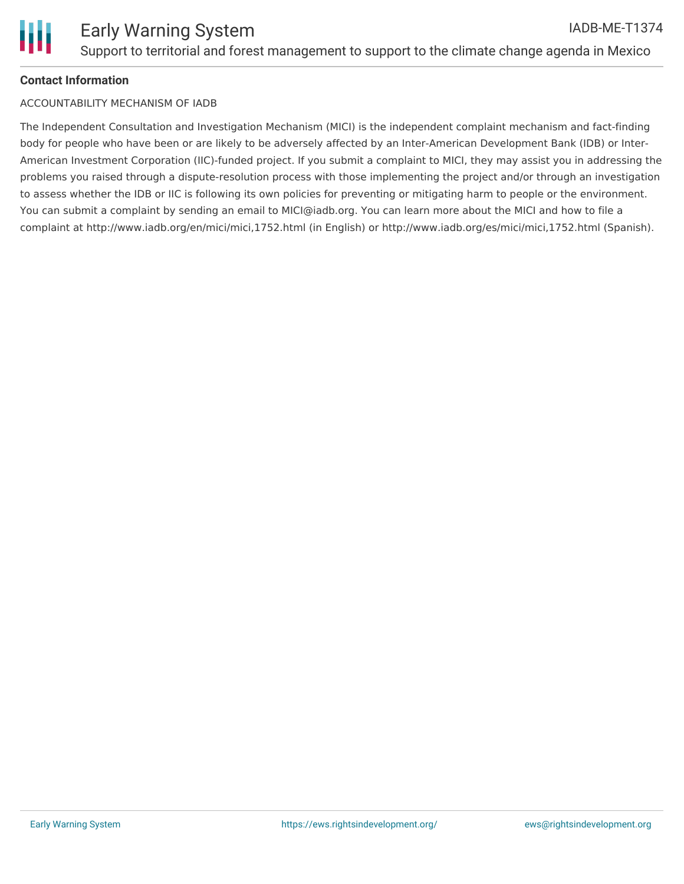**Contact Information**

ACCOUNTABILITY MECHANISM OF IADB

The Independent Consultation and Investigation Mechanism (MICI) is the independent complaint mechanism and fact-finding body for people who have been or are likely to be adversely affected by an Inter-American Development Bank (IDB) or Inter-American Investment Corporation (IIC)-funded project. If you submit a complaint to MICI, they may assist you in addressing the problems you raised through a dispute-resolution process with those implementing the project and/or through an investigation to assess whether the IDB or IIC is following its own policies for preventing or mitigating harm to people or the environment. You can submit a complaint by sending an email to MICI@iadb.org. You can learn more about the MICI and how to file a complaint at http://www.iadb.org/en/mici/mici,1752.html (in English) or http://www.iadb.org/es/mici/mici,1752.html (Spanish).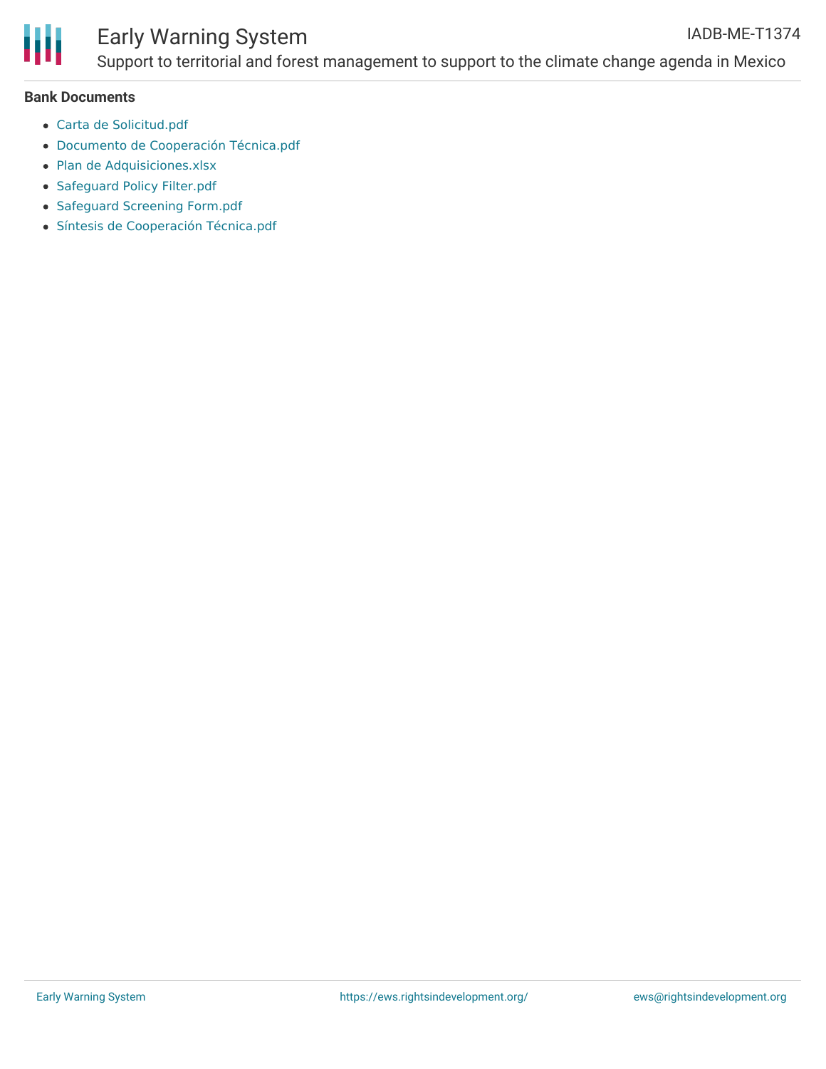**Bank Documents**

- Carta de Solicitud.pdf
- Documento de Cooperación Técnica.pdf
- Plan de Adquisiciones.xlsx
- Safeguard Policy Filter.pdf
- Safeguard Screening Form.pdf
- Síntesis de Cooperación Técnica.pdf